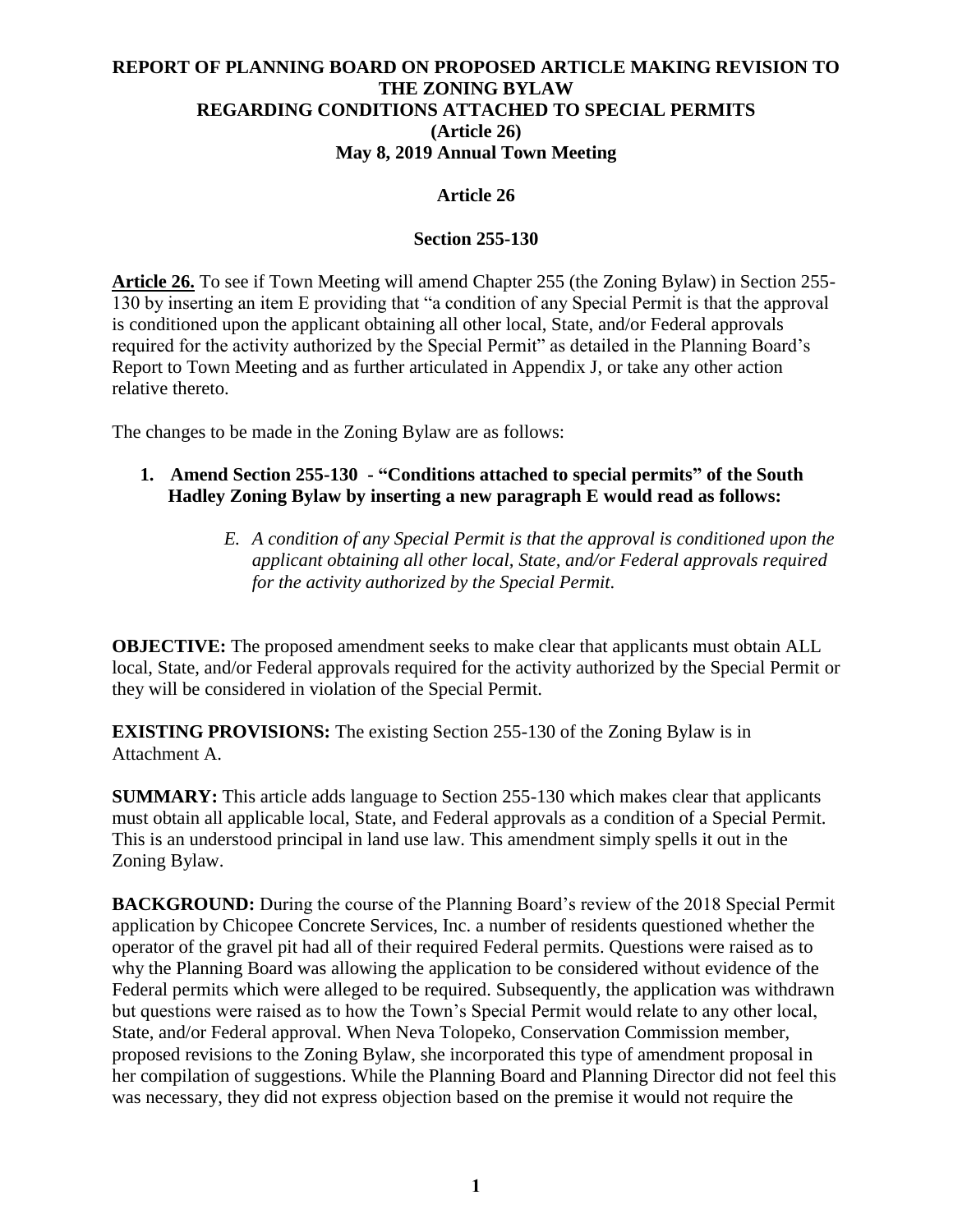# REPORT OF PLANNING BOARD ON PROPOSED ARTICLE MAKING REVISION TO THE ZONING BYLAW REGARDING CONDITIONS ATTACHED TO SPECIAL PERMITS (Article 26) May 8, 2019 Annual Town Meeting

## Article 26

### Section 255-130

**Article 26.** To see if Town Meeting will amend Chapter 255 (the Zoning Bylaw) in Section 255-130 by inserting an item E providing that "a condition of any Special Permit is that the approval is conditioned upon the applicant obtaining all other local, State, and/or Federal approvals required for the activity authorized by the Special Permit" as detailed in the Planning Board's Report to Town Meeting and as further articulated in Appendix J, or take any other action relative thereto.

The changes to be made in the Zoning Bylaw are as follows:

1. **Amend Section 255-130 - "Conditions attached to special permits" of the South Hadley Zoning Bylaw by inserting a new paragraph E would read as follows:**

   *E. A condition of any Special Permit is that the approval is conditioned upon the applicant obtaining all other local, State, and/or Federal approvals required for the activity authorized by the Special Permit.*

**OBJECTIVE:** The proposed amendment seeks to make clear that applicants must obtain ALL local, State, and/or Federal approvals required for the activity authorized by the Special Permit or they will be considered in violation of the Special Permit.

**EXISTING PROVISIONS:** The existing Section 255-130 of the Zoning Bylaw is in Attachment A.

**SUMMARY:** This article adds language to Section 255-130 which makes clear that applicants must obtain all applicable local, State, and Federal approvals as a condition of a Special Permit. This is an understood principal in land use law. This amendment simply spells it out in the Zoning Bylaw.

**BACKGROUND:** During the course of the Planning Board's review of the 2018 Special Permit application by Chicopee Concrete Services, Inc. a number of residents questioned whether the operator of the gravel pit had all of their required Federal permits. Questions were raised as to why the Planning Board was allowing the application to be considered without evidence of the Federal permits which were alleged to be required. Subsequently, the application was withdrawn but questions were raised as to how the Town's Special Permit would relate to any other local, State, and/or Federal approval. When Neva Tolopeko, Conservation Commission member, proposed revisions to the Zoning Bylaw, she incorporated this type of amendment proposal in her compilation of suggestions. While the Planning Board and Planning Director did not feel this was necessary, they did not express objection based on the premise it would not require the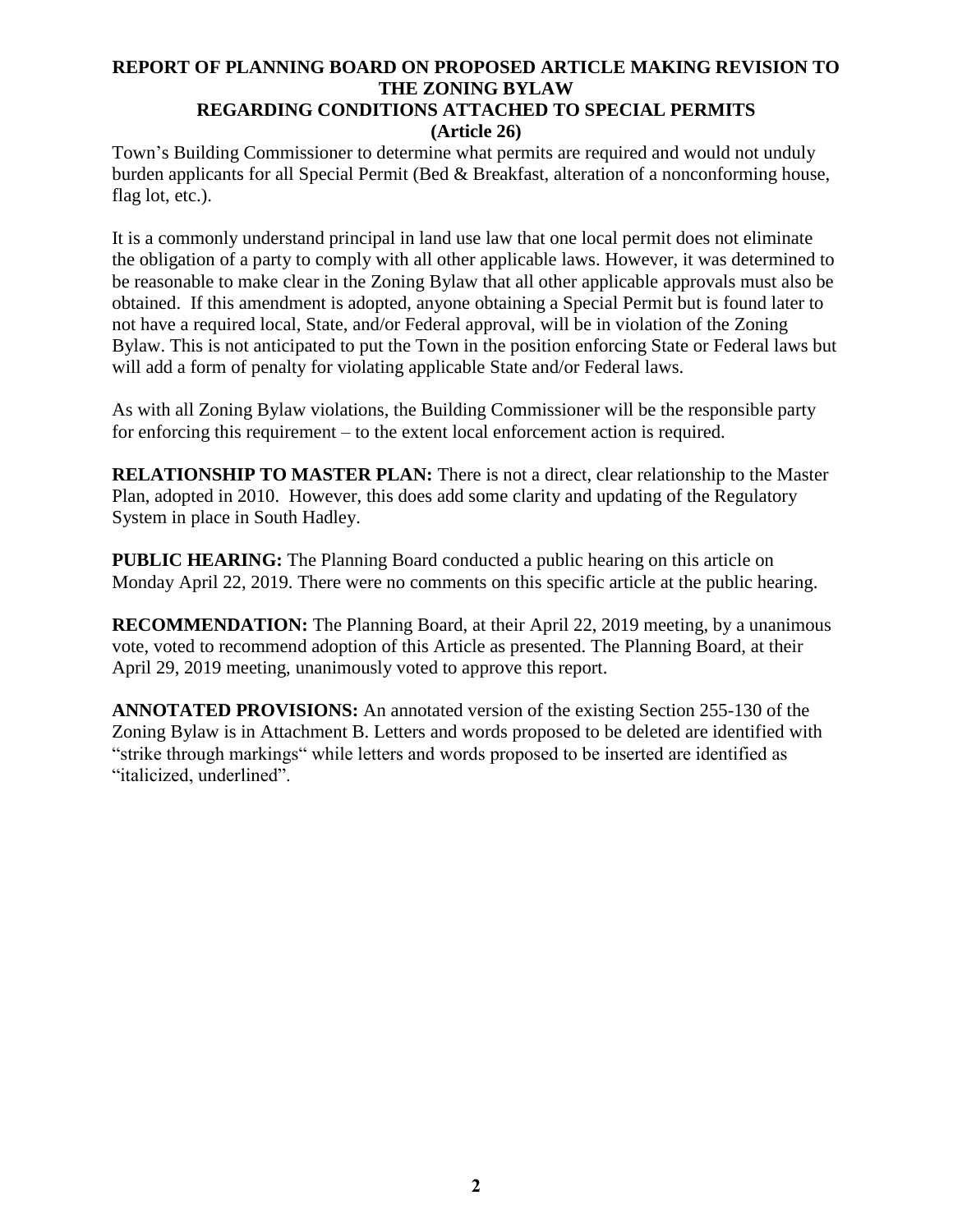**REPORT OF PLANNING BOARD ON PROPOSED ARTICLE MAKING REVISION TO THE ZONING BYLAW REGARDING CONDITIONS ATTACHED TO SPECIAL PERMITS (Article 26)**

Town's Building Commissioner to determine what permits are required and would not unduly burden applicants for all Special Permit (Bed & Breakfast, alteration of a nonconforming house, flag lot, etc.).

It is a commonly understand principal in land use law that one local permit does not eliminate the obligation of a party to comply with all other applicable laws. However, it was determined to be reasonable to make clear in the Zoning Bylaw that all other applicable approvals must also be obtained. If this amendment is adopted, anyone obtaining a Special Permit but is found later to not have a required local, State, and/or Federal approval, will be in violation of the Zoning Bylaw. This is not anticipated to put the Town in the position enforcing State or Federal laws but will add a form of penalty for violating applicable State and/or Federal laws.

As with all Zoning Bylaw violations, the Building Commissioner will be the responsible party for enforcing this requirement – to the extent local enforcement action is required.

**RELATIONSHIP TO MASTER PLAN:** There is not a direct, clear relationship to the Master Plan, adopted in 2010. However, this does add some clarity and updating of the Regulatory System in place in South Hadley.

**PUBLIC HEARING:** The Planning Board conducted a public hearing on this article on Monday April 22, 2019. There were no comments on this specific article at the public hearing.

**RECOMMENDATION:** The Planning Board, at their April 22, 2019 meeting, by a unanimous vote, voted to recommend adoption of this Article as presented. The Planning Board, at their April 29, 2019 meeting, unanimously voted to approve this report.

**ANNOTATED PROVISIONS:** An annotated version of the existing Section 255-130 of the Zoning Bylaw is in Attachment B. Letters and words proposed to be deleted are identified with "strike through markings" while letters and words proposed to be inserted are identified as "italicized, underlined".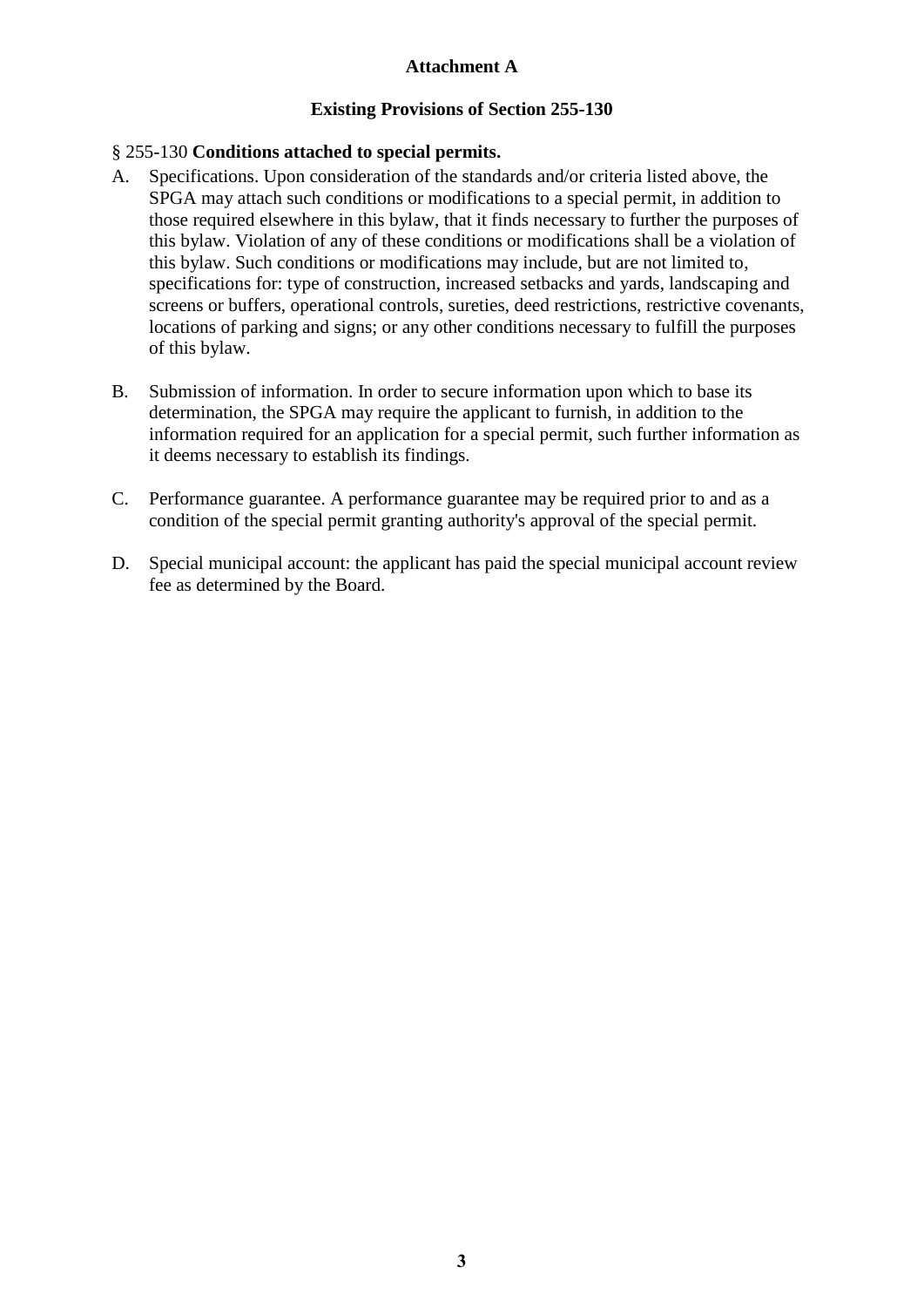**Attachment A**

**Existing Provisions of Section 255-130**

§ 255-130 **Conditions attached to special permits.**

A. Specifications. Upon consideration of the standards and/or criteria listed above, the SPGA may attach such conditions or modifications to a special permit, in addition to those required elsewhere in this bylaw, that it finds necessary to further the purposes of this bylaw. Violation of any of these conditions or modifications shall be a violation of this bylaw. Such conditions or modifications may include, but are not limited to, specifications for: type of construction, increased setbacks and yards, landscaping and screens or buffers, operational controls, sureties, deed restrictions, restrictive covenants, locations of parking and signs; or any other conditions necessary to fulfill the purposes of this bylaw.

B. Submission of information. In order to secure information upon which to base its determination, the SPGA may require the applicant to furnish, in addition to the information required for an application for a special permit, such further information as it deems necessary to establish its findings.

C. Performance guarantee. A performance guarantee may be required prior to and as a condition of the special permit granting authority's approval of the special permit.

D. Special municipal account: the applicant has paid the special municipal account review fee as determined by the Board.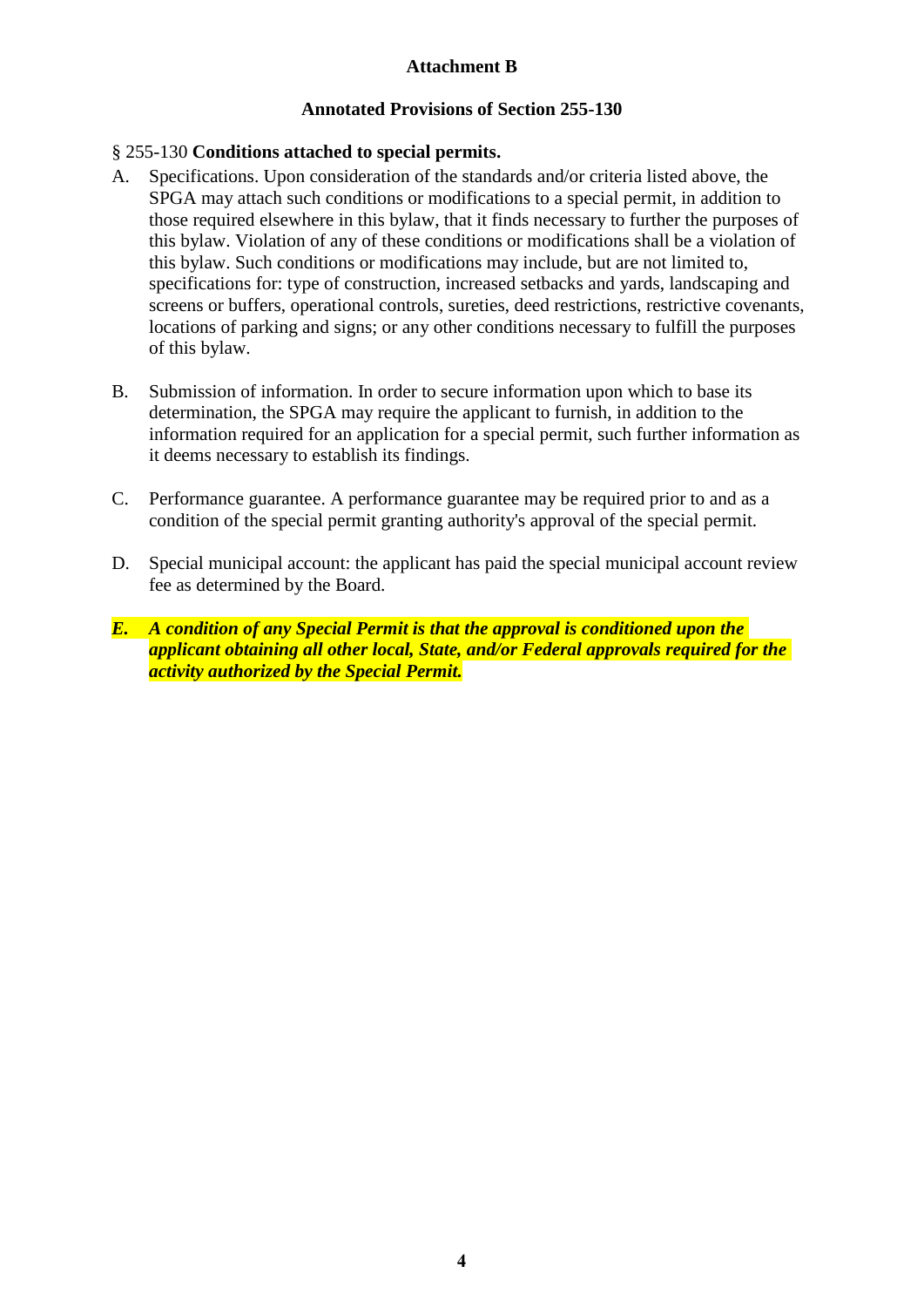**Attachment B**

**Annotated Provisions of Section 255-130**

§ 255-130 **Conditions attached to special permits.**

A. Specifications. Upon consideration of the standards and/or criteria listed above, the SPGA may attach such conditions or modifications to a special permit, in addition to those required elsewhere in this bylaw, that it finds necessary to further the purposes of this bylaw. Violation of any of these conditions or modifications shall be a violation of this bylaw. Such conditions or modifications may include, but are not limited to, specifications for: type of construction, increased setbacks and yards, landscaping and screens or buffers, operational controls, sureties, deed restrictions, restrictive covenants, locations of parking and signs; or any other conditions necessary to fulfill the purposes of this bylaw.

B. Submission of information. In order to secure information upon which to base its determination, the SPGA may require the applicant to furnish, in addition to the information required for an application for a special permit, such further information as it deems necessary to establish its findings.

C. Performance guarantee. A performance guarantee may be required prior to and as a condition of the special permit granting authority's approval of the special permit.

D. Special municipal account: the applicant has paid the special municipal account review fee as determined by the Board.

***E. A condition of any Special Permit is that the approval is conditioned upon the applicant obtaining all other local, State, and/or Federal approvals required for the activity authorized by the Special Permit.***